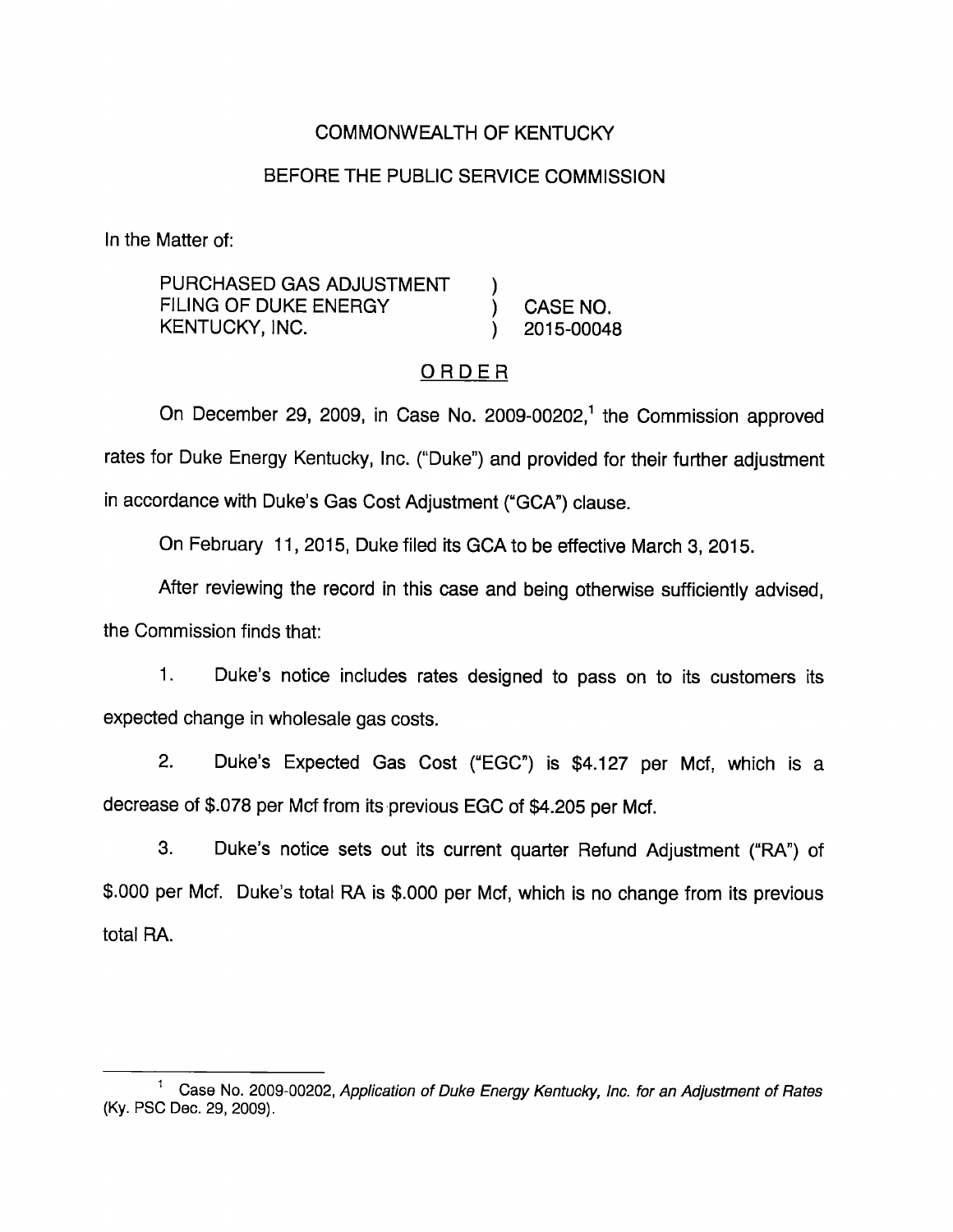COMMONWEALTH OF KENTUCKY

BEFORE THE PUBLIC SERVICE COMMISSION

In the Matter of:

| | | |
|---|---|---|
| PURCHASED GAS ADJUSTMENT FILING OF DUKE ENERGY KENTUCKY, INC. | ) ) ) | CASE NO. 2015-00048 |

## ORDER

On December 29, 2009, in Case No. 2009-00202,[1] the Commission approved rates for Duke Energy Kentucky, Inc. ("Duke") and provided for their further adjustment in accordance with Duke's Gas Cost Adjustment ("GCA") clause.

On February 11, 2015, Duke filed its GCA to be effective March 3, 2015.

After reviewing the record in this case and being otherwise sufficiently advised, the Commission finds that:

1. Duke's notice includes rates designed to pass on to its customers its expected change in wholesale gas costs.

2. Duke's Expected Gas Cost ("EGC") is $4.127 per Mcf, which is a decrease of $.078 per Mcf from its previous EGC of $4.205 per Mcf.

3. Duke's notice sets out its current quarter Refund Adjustment ("RA") of $.000 per Mcf. Duke's total RA is $.000 per Mcf, which is no change from its previous total RA.

---

[1] Case No. 2009-00202, *Application of Duke Energy Kentucky, Inc. for an Adjustment of Rates* (Ky. PSC Dec. 29, 2009).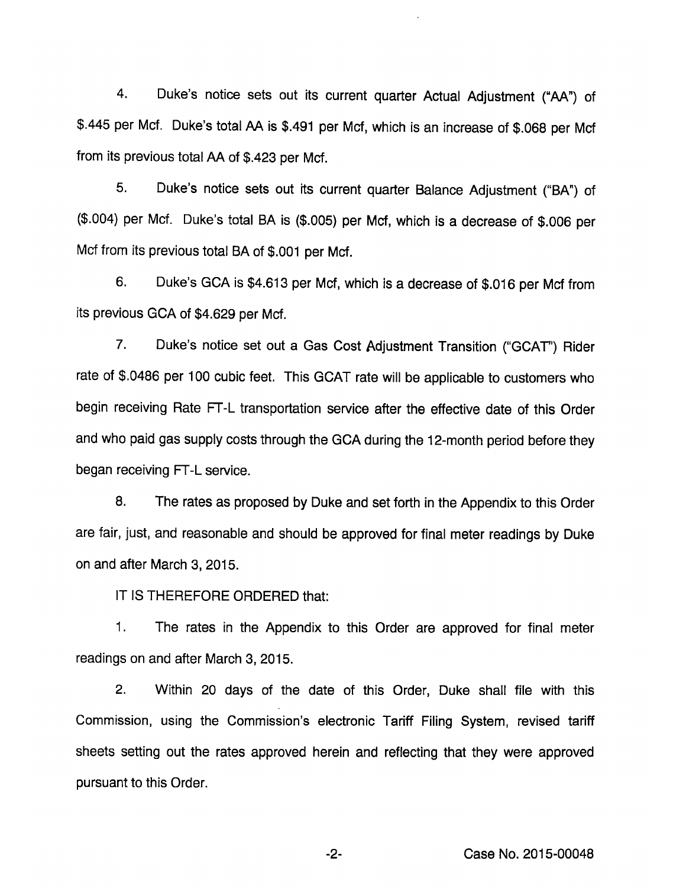4. Duke's notice sets out its current quarter Actual Adjustment ("AA") of $.445 per Mcf. Duke's total AA is $.491 per Mcf, which is an increase of $.068 per Mcf from its previous total AA of $.423 per Mcf.

5. Duke's notice sets out its current quarter Balance Adjustment ("BA") of ($.004) per Mcf. Duke's total BA is ($.005) per Mcf, which is a decrease of $.006 per Mcf from its previous total BA of $.001 per Mcf.

6. Duke's GCA is $4.613 per Mcf, which is a decrease of $.016 per Mcf from its previous GCA of $4.629 per Mcf.

7. Duke's notice set out a Gas Cost Adjustment Transition ("GCAT") Rider rate of $.0486 per 100 cubic feet. This GCAT rate will be applicable to customers who begin receiving Rate FT-L transportation service after the effective date of this Order and who paid gas supply costs through the GCA during the 12-month period before they began receiving FT-L service.

8. The rates as proposed by Duke and set forth in the Appendix to this Order are fair, just, and reasonable and should be approved for final meter readings by Duke on and after March 3, 2015.

IT IS THEREFORE ORDERED that:

1. The rates in the Appendix to this Order are approved for final meter readings on and after March 3, 2015.

2. Within 20 days of the date of this Order, Duke shall file with this Commission, using the Commission's electronic Tariff Filing System, revised tariff sheets setting out the rates approved herein and reflecting that they were approved pursuant to this Order.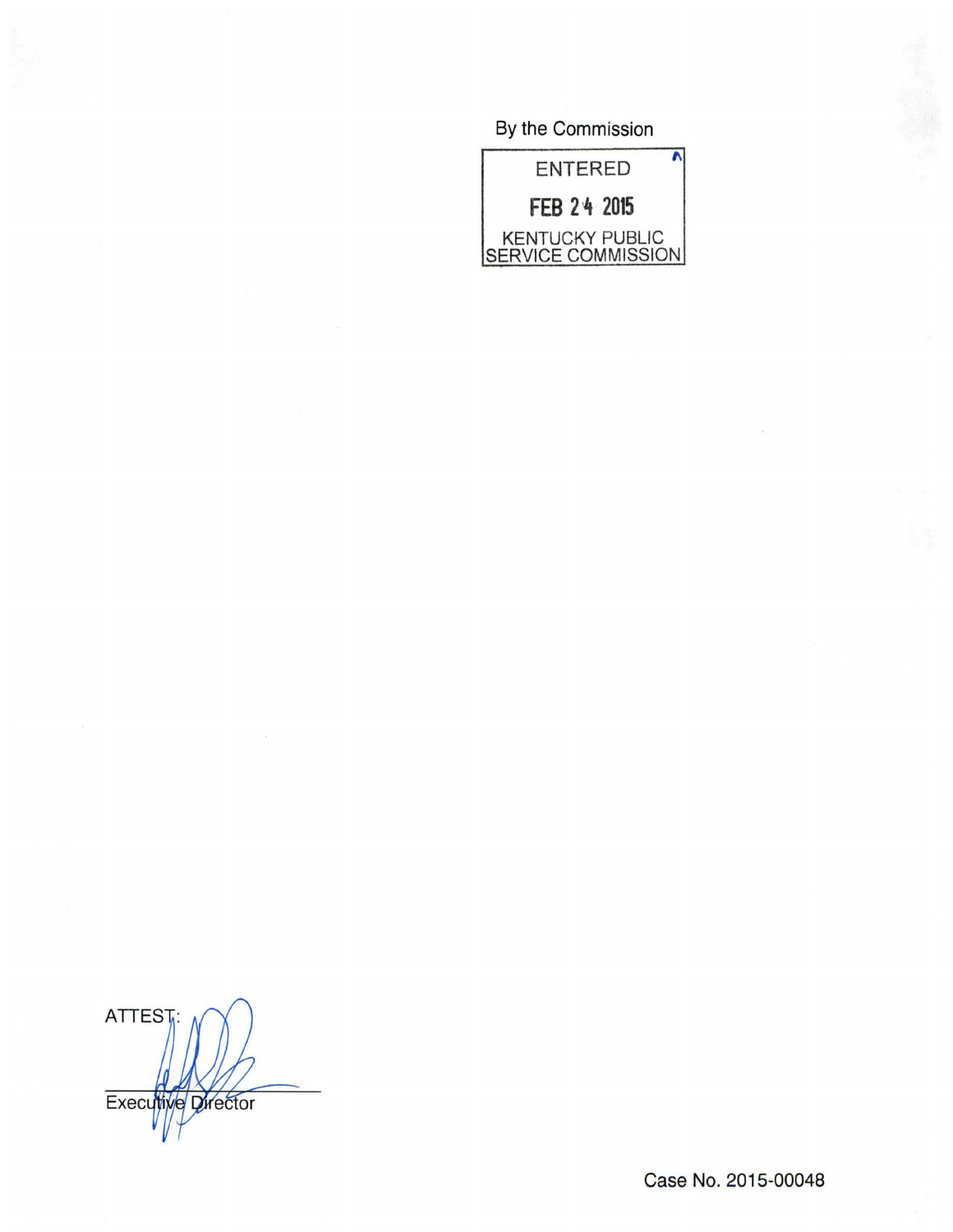By the Commission

ENTERED

FEB 24 2015

KENTUCKY PUBLIC SERVICE COMMISSION

ATTEST:

Executive Director

Case No. 2015-00048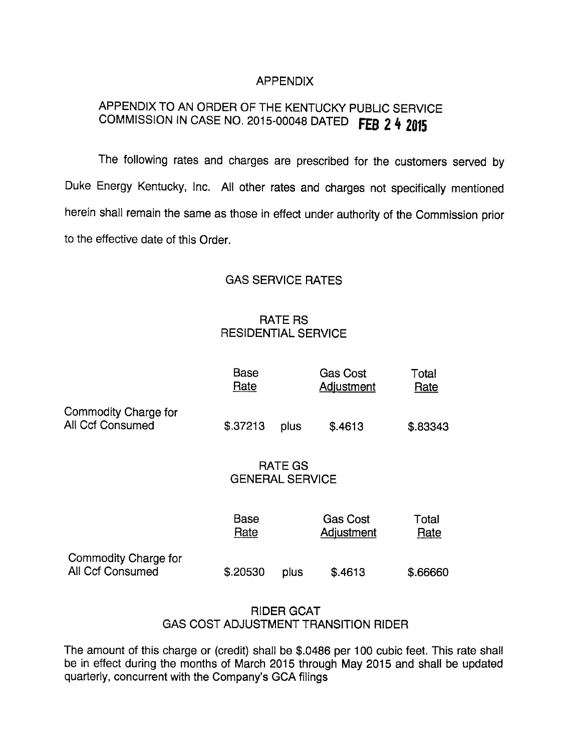# APPENDIX

## APPENDIX TO AN ORDER OF THE KENTUCKY PUBLIC SERVICE COMMISSION IN CASE NO. 2015-00048 DATED FEB 24 2015

The following rates and charges are prescribed for the customers served by Duke Energy Kentucky, Inc. All other rates and charges not specifically mentioned herein shall remain the same as those in effect under authority of the Commission prior to the effective date of this Order.

## GAS SERVICE RATES

### RATE RS
### RESIDENTIAL SERVICE

| | Base Rate | | Gas Cost Adjustment | Total Rate |
|---|---|---|---|---|
| Commodity Charge for All Ccf Consumed | \$.37213 | plus | \$.4613 | \$.83343 |

### RATE GS
### GENERAL SERVICE

| | Base Rate | | Gas Cost Adjustment | Total Rate |
|---|---|---|---|---|
| Commodity Charge for All Ccf Consumed | \$.20530 | plus | \$.4613 | \$.66660 |

### RIDER GCAT
### GAS COST ADJUSTMENT TRANSITION RIDER

The amount of this charge or (credit) shall be \$.0486 per 100 cubic feet. This rate shall be in effect during the months of March 2015 through May 2015 and shall be updated quarterly, concurrent with the Company's GCA filings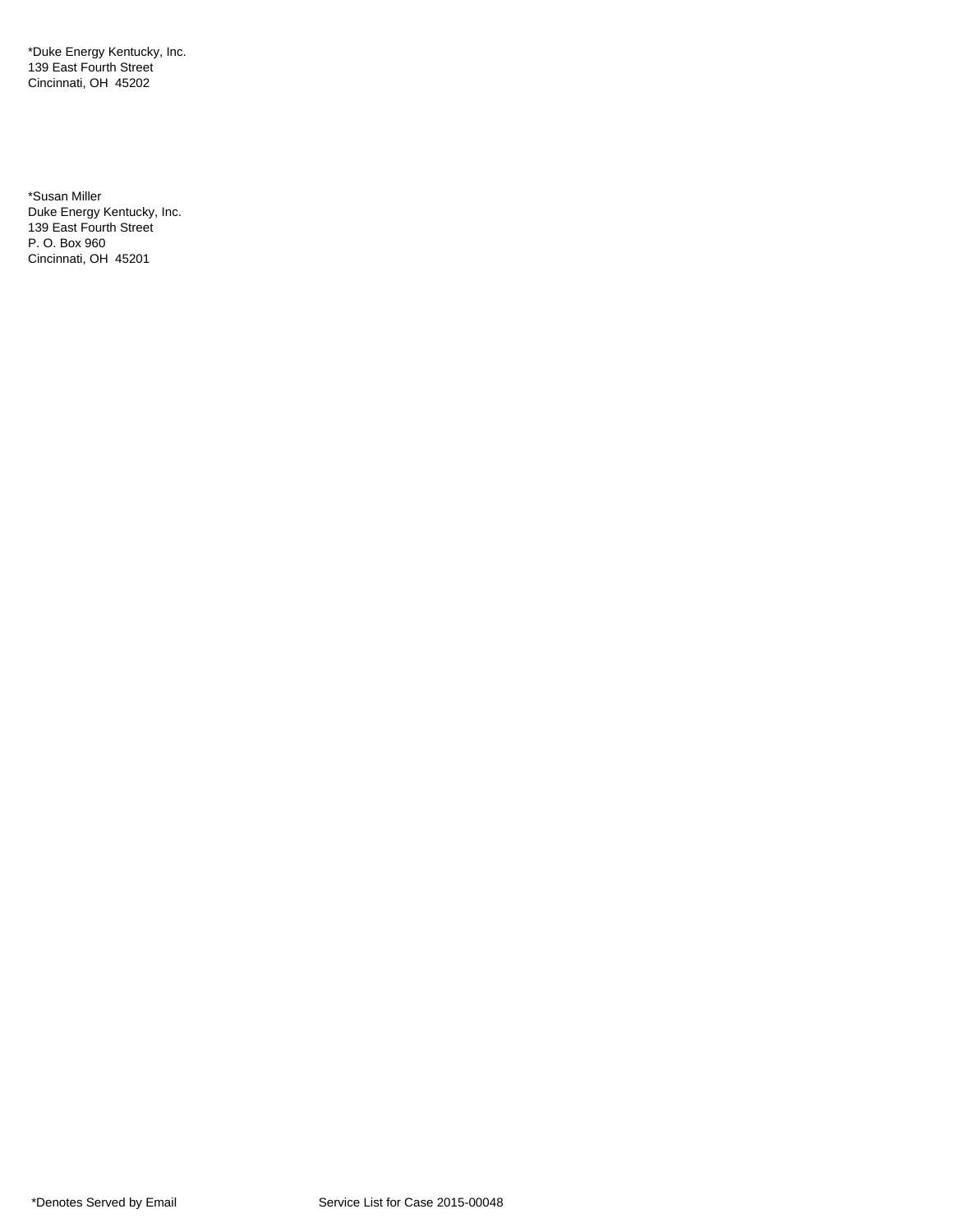*Duke Energy Kentucky, Inc.
139 East Fourth Street
Cincinnati, OH  45202

*Susan Miller
Duke Energy Kentucky, Inc.
139 East Fourth Street
P. O. Box 960
Cincinnati, OH  45201

*Denotes Served by Email

Service List for Case 2015-00048